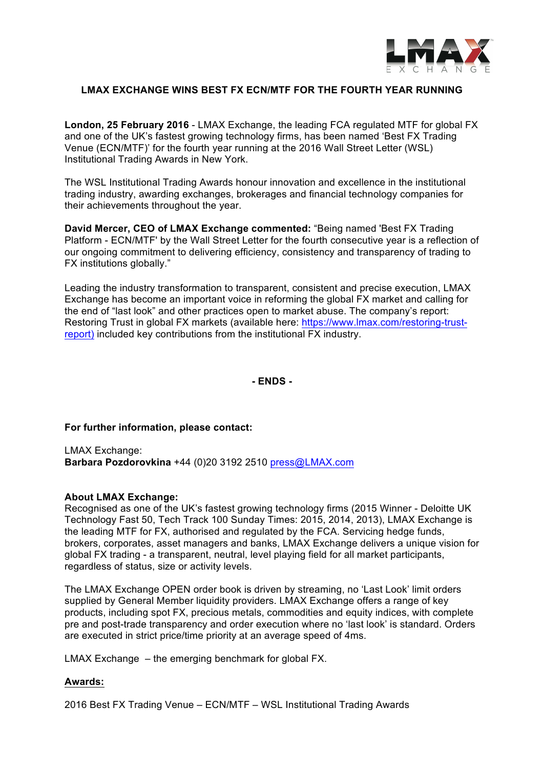# LMAX EXCHANGE WINS BEST FX ECN/MTF FOR THE FOURTH YEAR RUNNING

**London, 25 February 2016** - LMAX Exchange, the leading FCA regulated MTF for global FX and one of the UK's fastest growing technology firms, has been named 'Best FX Trading Venue (ECN/MTF)' for the fourth year running at the 2016 Wall Street Letter (WSL) Institutional Trading Awards in New York.

The WSL Institutional Trading Awards honour innovation and excellence in the institutional trading industry, awarding exchanges, brokerages and financial technology companies for their achievements throughout the year.

**David Mercer, CEO of LMAX Exchange commented:** "Being named 'Best FX Trading Platform - ECN/MTF' by the Wall Street Letter for the fourth consecutive year is a reflection of our ongoing commitment to delivering efficiency, consistency and transparency of trading to FX institutions globally."

Leading the industry transformation to transparent, consistent and precise execution, LMAX Exchange has become an important voice in reforming the global FX market and calling for the end of "last look" and other practices open to market abuse. The company's report: Restoring Trust in global FX markets (available here: [https://www.lmax.com/restoring-trust-report)](https://www.lmax.com/restoring-trust-report) included key contributions from the institutional FX industry.

**- ENDS -**

**For further information, please contact:**

LMAX Exchange:
**Barbara Pozdorovkina** +44 (0)20 3192 2510 [press@LMAX.com](mailto:press@LMAX.com)

**About LMAX Exchange:**
Recognised as one of the UK's fastest growing technology firms (2015 Winner - Deloitte UK Technology Fast 50, Tech Track 100 Sunday Times: 2015, 2014, 2013), LMAX Exchange is the leading MTF for FX, authorised and regulated by the FCA. Servicing hedge funds, brokers, corporates, asset managers and banks, LMAX Exchange delivers a unique vision for global FX trading - a transparent, neutral, level playing field for all market participants, regardless of status, size or activity levels.

The LMAX Exchange OPEN order book is driven by streaming, no 'Last Look' limit orders supplied by General Member liquidity providers. LMAX Exchange offers a range of key products, including spot FX, precious metals, commodities and equity indices, with complete pre and post-trade transparency and order execution where no 'last look' is standard. Orders are executed in strict price/time priority at an average speed of 4ms.

LMAX Exchange – the emerging benchmark for global FX.

**Awards:**

2016 Best FX Trading Venue – ECN/MTF – WSL Institutional Trading Awards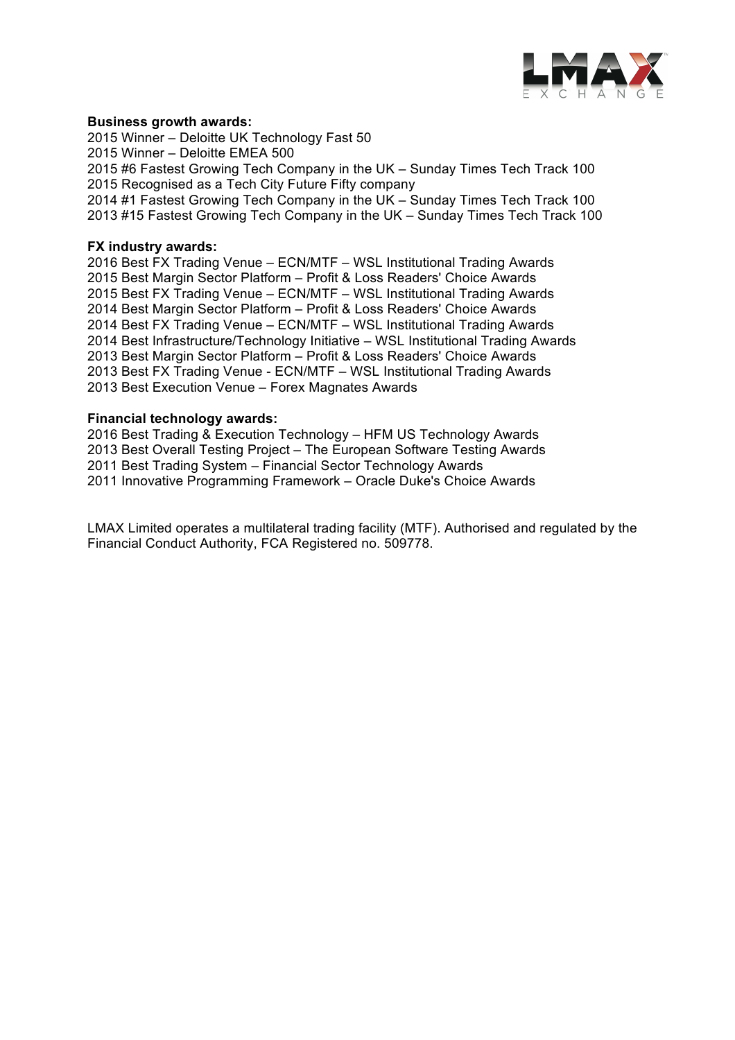**Business growth awards:**
2015 Winner – Deloitte UK Technology Fast 50
2015 Winner – Deloitte EMEA 500
2015 #6 Fastest Growing Tech Company in the UK – Sunday Times Tech Track 100
2015 Recognised as a Tech City Future Fifty company
2014 #1 Fastest Growing Tech Company in the UK – Sunday Times Tech Track 100
2013 #15 Fastest Growing Tech Company in the UK – Sunday Times Tech Track 100

**FX industry awards:**
2016 Best FX Trading Venue – ECN/MTF – WSL Institutional Trading Awards
2015 Best Margin Sector Platform – Profit & Loss Readers' Choice Awards
2015 Best FX Trading Venue – ECN/MTF – WSL Institutional Trading Awards
2014 Best Margin Sector Platform – Profit & Loss Readers' Choice Awards
2014 Best FX Trading Venue – ECN/MTF – WSL Institutional Trading Awards
2014 Best Infrastructure/Technology Initiative – WSL Institutional Trading Awards
2013 Best Margin Sector Platform – Profit & Loss Readers' Choice Awards
2013 Best FX Trading Venue - ECN/MTF – WSL Institutional Trading Awards
2013 Best Execution Venue – Forex Magnates Awards

**Financial technology awards:**
2016 Best Trading & Execution Technology – HFM US Technology Awards
2013 Best Overall Testing Project – The European Software Testing Awards
2011 Best Trading System – Financial Sector Technology Awards
2011 Innovative Programming Framework – Oracle Duke's Choice Awards

LMAX Limited operates a multilateral trading facility (MTF). Authorised and regulated by the Financial Conduct Authority, FCA Registered no. 509778.